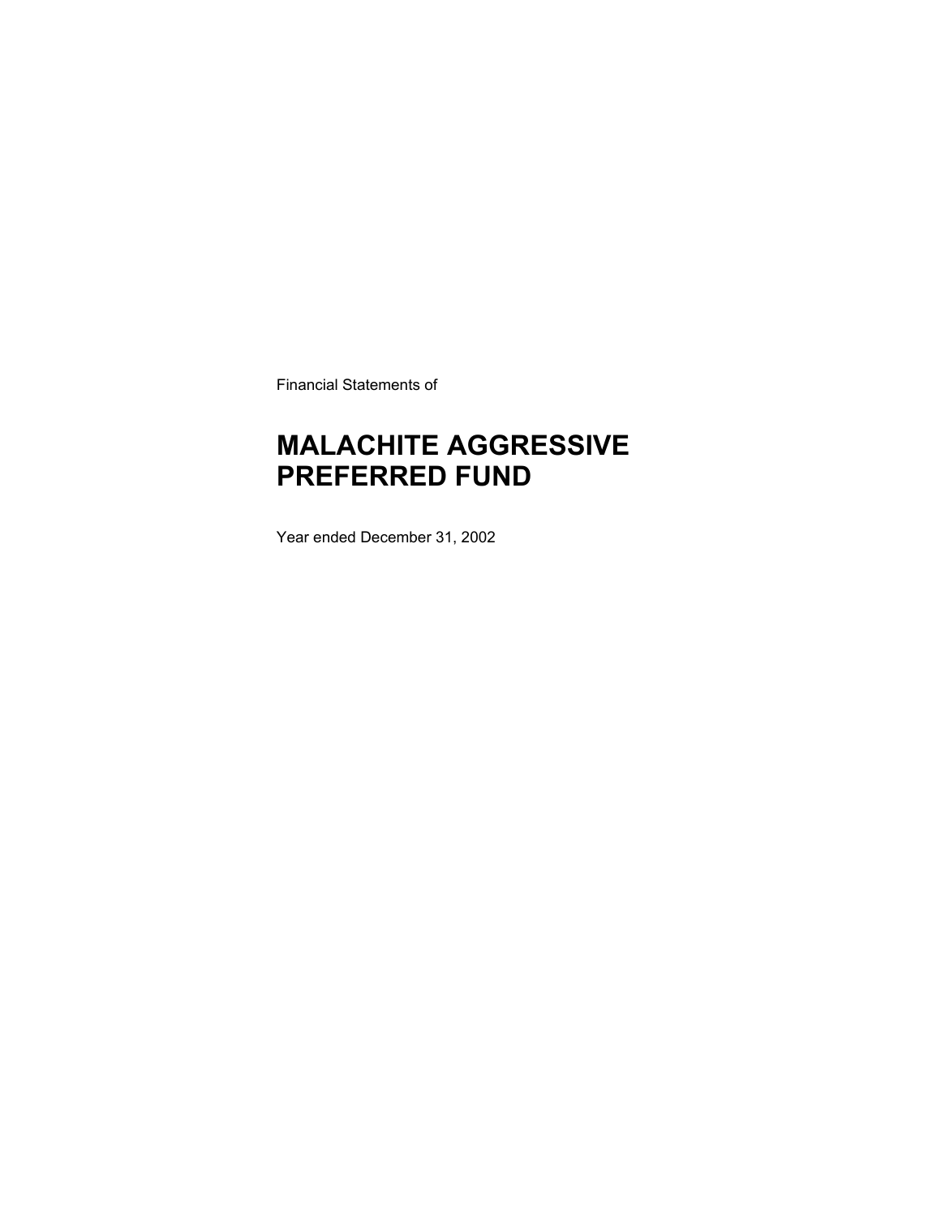Financial Statements of

# MALACHITE AGGRESSIVE PREFERRED FUND

Year ended December 31, 2002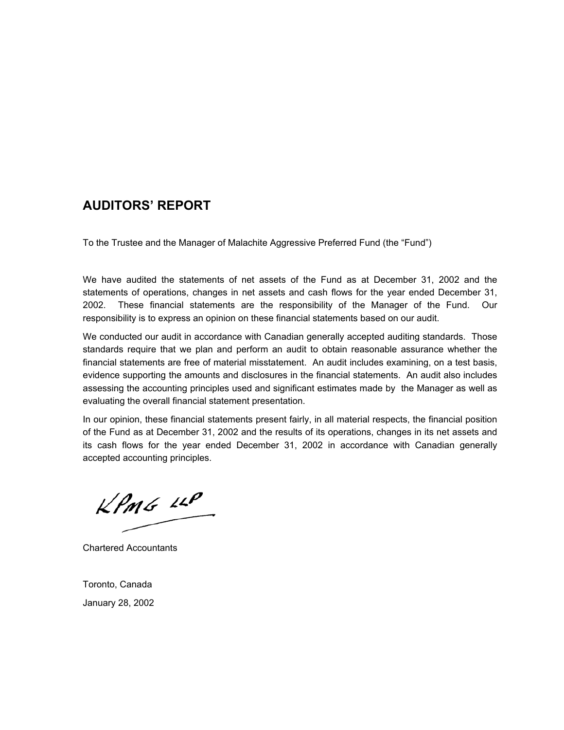## AUDITORS' REPORT

To the Trustee and the Manager of Malachite Aggressive Preferred Fund (the "Fund")

We have audited the statements of net assets of the Fund as at December 31, 2002 and the statements of operations, changes in net assets and cash flows for the year ended December 31, 2002. These financial statements are the responsibility of the Manager of the Fund. Our responsibility is to express an opinion on these financial statements based on our audit.

We conducted our audit in accordance with Canadian generally accepted auditing standards. Those standards require that we plan and perform an audit to obtain reasonable assurance whether the financial statements are free of material misstatement. An audit includes examining, on a test basis, evidence supporting the amounts and disclosures in the financial statements. An audit also includes assessing the accounting principles used and significant estimates made by the Manager as well as evaluating the overall financial statement presentation.

In our opinion, these financial statements present fairly, in all material respects, the financial position of the Fund as at December 31, 2002 and the results of its operations, changes in its net assets and its cash flows for the year ended December 31, 2002 in accordance with Canadian generally accepted accounting principles.

KPMG LLP

Chartered Accountants

Toronto, Canada

January 28, 2002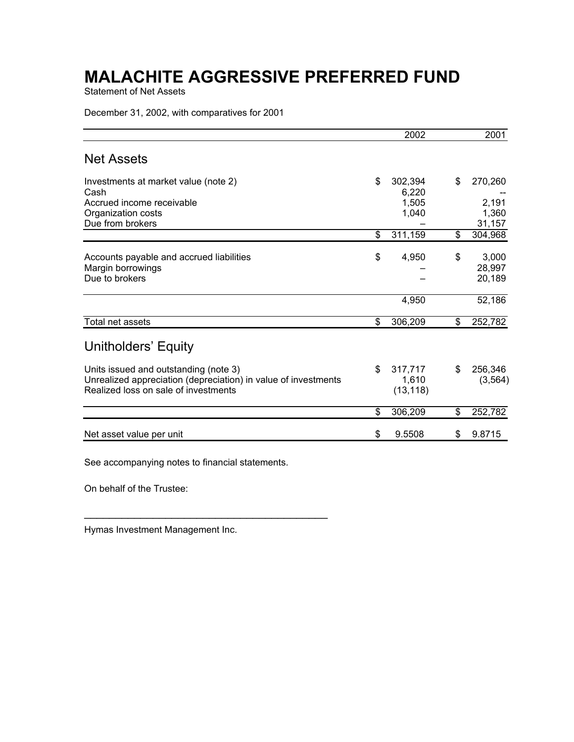# MALACHITE AGGRESSIVE PREFERRED FUND

Statement of Net Assets

December 31, 2002, with comparatives for 2001

| | 2002 | 2001 |
|---|---|---|
| **Net Assets** | | |
| Investments at market value (note 2) | $ 302,394 | $ 270,260 |
| Cash | 6,220 | -- |
| Accrued income receivable | 1,505 | 2,191 |
| Organization costs | 1,040 | 1,360 |
| Due from brokers | – | 31,157 |
| | $ 311,159 | $ 304,968 |
| Accounts payable and accrued liabilities | $ 4,950 | $ 3,000 |
| Margin borrowings | – | 28,997 |
| Due to brokers | – | 20,189 |
| | 4,950 | 52,186 |
| Total net assets | $ 306,209 | $ 252,782 |
| **Unitholders' Equity** | | |
| Units issued and outstanding (note 3) | $ 317,717 | $ 256,346 |
| Unrealized appreciation (depreciation) in value of investments | 1,610 | (3,564) |
| Realized loss on sale of investments | (13,118) | |
| | $ 306,209 | $ 252,782 |
| Net asset value per unit | $ 9.5508 | $ 9.8715 |

See accompanying notes to financial statements.

On behalf of the Trustee:

\_\_\_\_\_\_\_\_\_\_\_\_\_\_\_\_\_\_\_\_\_\_\_\_\_\_\_\_\_\_\_\_\_\_\_\_\_\_\_\_\_\_\_\_\_\_

Hymas Investment Management Inc.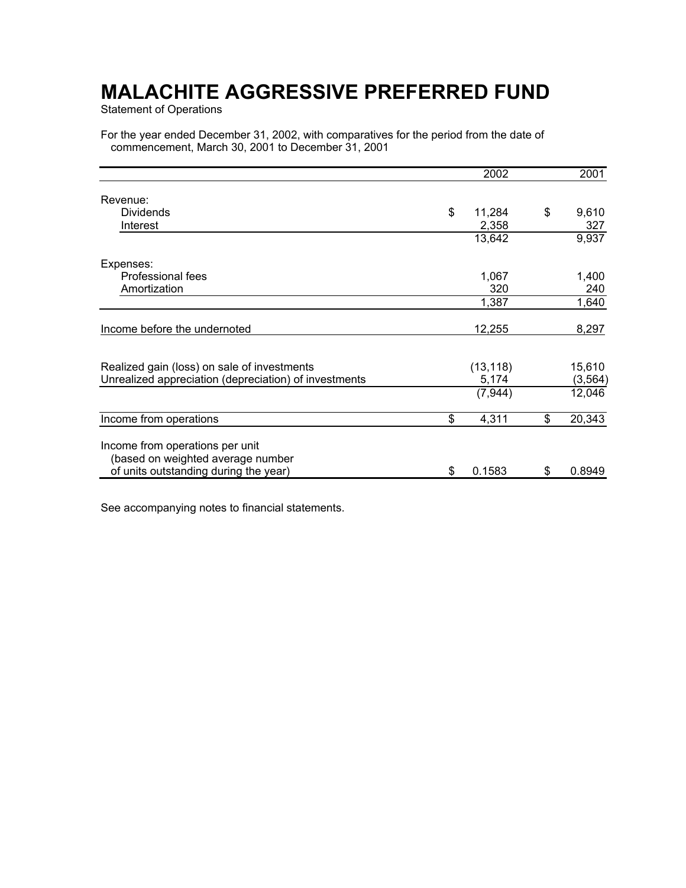# MALACHITE AGGRESSIVE PREFERRED FUND

Statement of Operations

For the year ended December 31, 2002, with comparatives for the period from the date of commencement, March 30, 2001 to December 31, 2001

| | 2002 | 2001 |
|---|---|---|
| Revenue: | | |
| Dividends | $ 11,284 | $ 9,610 |
| Interest | 2,358 | 327 |
| | 13,642 | 9,937 |
| Expenses: | | |
| Professional fees | 1,067 | 1,400 |
| Amortization | 320 | 240 |
| | 1,387 | 1,640 |
| Income before the undernoted | 12,255 | 8,297 |
| Realized gain (loss) on sale of investments | (13,118) | 15,610 |
| Unrealized appreciation (depreciation) of investments | 5,174 | (3,564) |
| | (7,944) | 12,046 |
| Income from operations | $ 4,311 | $ 20,343 |
| Income from operations per unit (based on weighted average number of units outstanding during the year) | $ 0.1583 | $ 0.8949 |

See accompanying notes to financial statements.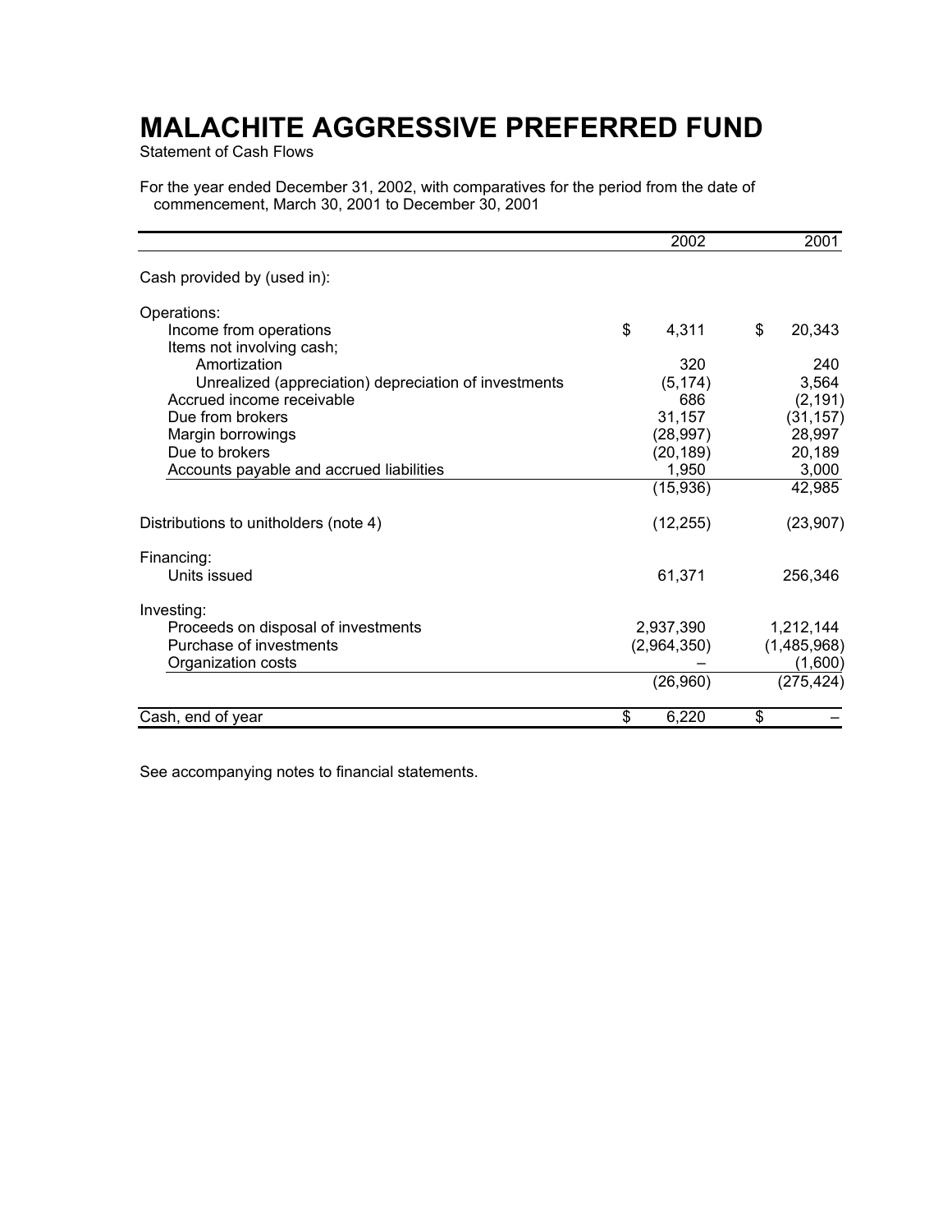# MALACHITE AGGRESSIVE PREFERRED FUND

Statement of Cash Flows

For the year ended December 31, 2002, with comparatives for the period from the date of commencement, March 30, 2001 to December 30, 2001

| | 2002 | 2001 |
|---|---|---|
| Cash provided by (used in): | | |
| Operations: | | |
| Income from operations | $ 4,311 | $ 20,343 |
| Items not involving cash; | | |
| Amortization | 320 | 240 |
| Unrealized (appreciation) depreciation of investments | (5,174) | 3,564 |
| Accrued income receivable | 686 | (2,191) |
| Due from brokers | 31,157 | (31,157) |
| Margin borrowings | (28,997) | 28,997 |
| Due to brokers | (20,189) | 20,189 |
| Accounts payable and accrued liabilities | 1,950 | 3,000 |
| | (15,936) | 42,985 |
| Distributions to unitholders (note 4) | (12,255) | (23,907) |
| Financing: | | |
| Units issued | 61,371 | 256,346 |
| Investing: | | |
| Proceeds on disposal of investments | 2,937,390 | 1,212,144 |
| Purchase of investments | (2,964,350) | (1,485,968) |
| Organization costs | – | (1,600) |
| | (26,960) | (275,424) |
| Cash, end of year | $ 6,220 | $ – |

See accompanying notes to financial statements.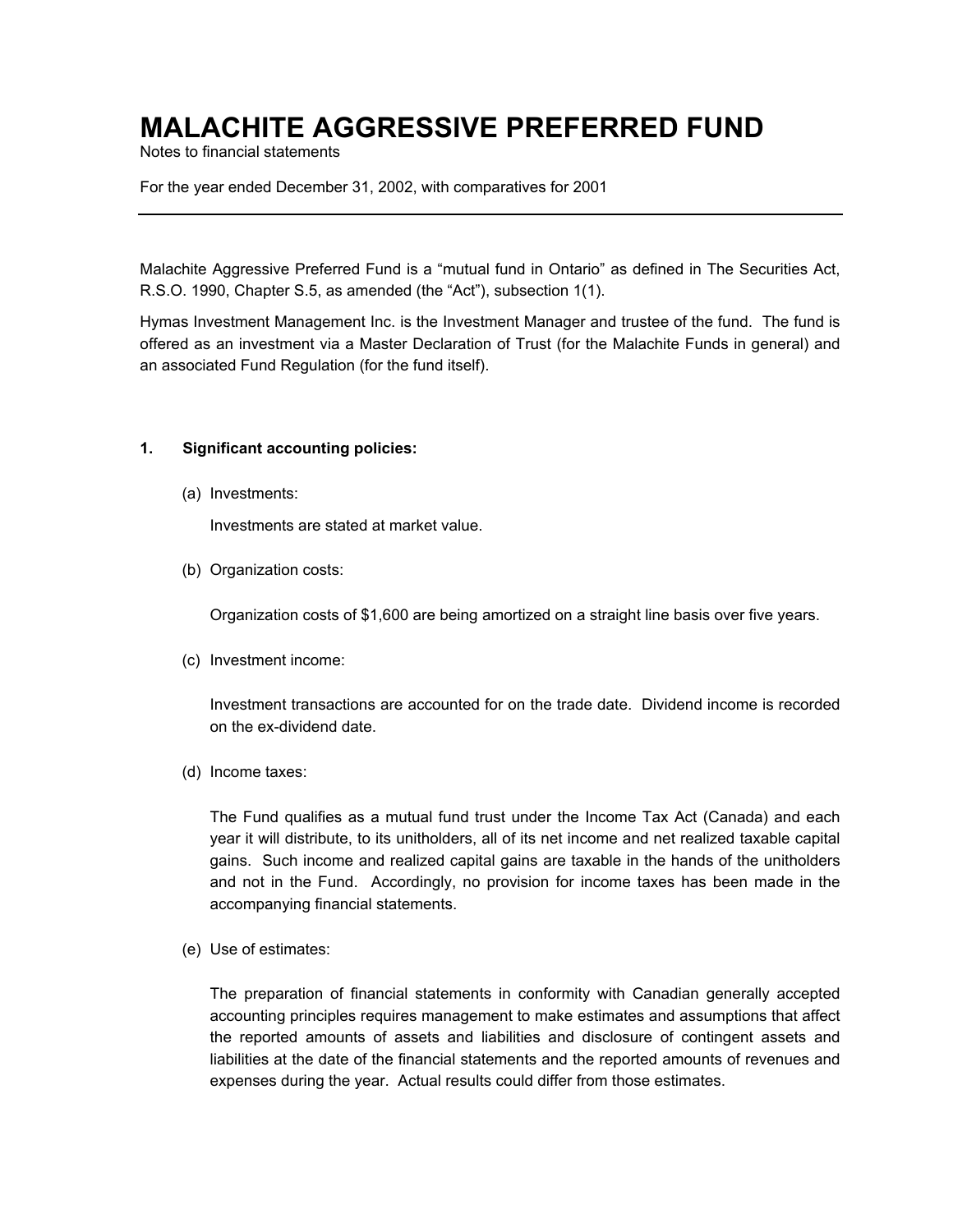# MALACHITE AGGRESSIVE PREFERRED FUND

Notes to financial statements

For the year ended December 31, 2002, with comparatives for 2001

---

Malachite Aggressive Preferred Fund is a "mutual fund in Ontario" as defined in The Securities Act, R.S.O. 1990, Chapter S.5, as amended (the "Act"), subsection 1(1).

Hymas Investment Management Inc. is the Investment Manager and trustee of the fund. The fund is offered as an investment via a Master Declaration of Trust (for the Malachite Funds in general) and an associated Fund Regulation (for the fund itself).

**1. Significant accounting policies:**

(a) Investments:

Investments are stated at market value.

(b) Organization costs:

Organization costs of $1,600 are being amortized on a straight line basis over five years.

(c) Investment income:

Investment transactions are accounted for on the trade date. Dividend income is recorded on the ex-dividend date.

(d) Income taxes:

The Fund qualifies as a mutual fund trust under the Income Tax Act (Canada) and each year it will distribute, to its unitholders, all of its net income and net realized taxable capital gains. Such income and realized capital gains are taxable in the hands of the unitholders and not in the Fund. Accordingly, no provision for income taxes has been made in the accompanying financial statements.

(e) Use of estimates:

The preparation of financial statements in conformity with Canadian generally accepted accounting principles requires management to make estimates and assumptions that affect the reported amounts of assets and liabilities and disclosure of contingent assets and liabilities at the date of the financial statements and the reported amounts of revenues and expenses during the year. Actual results could differ from those estimates.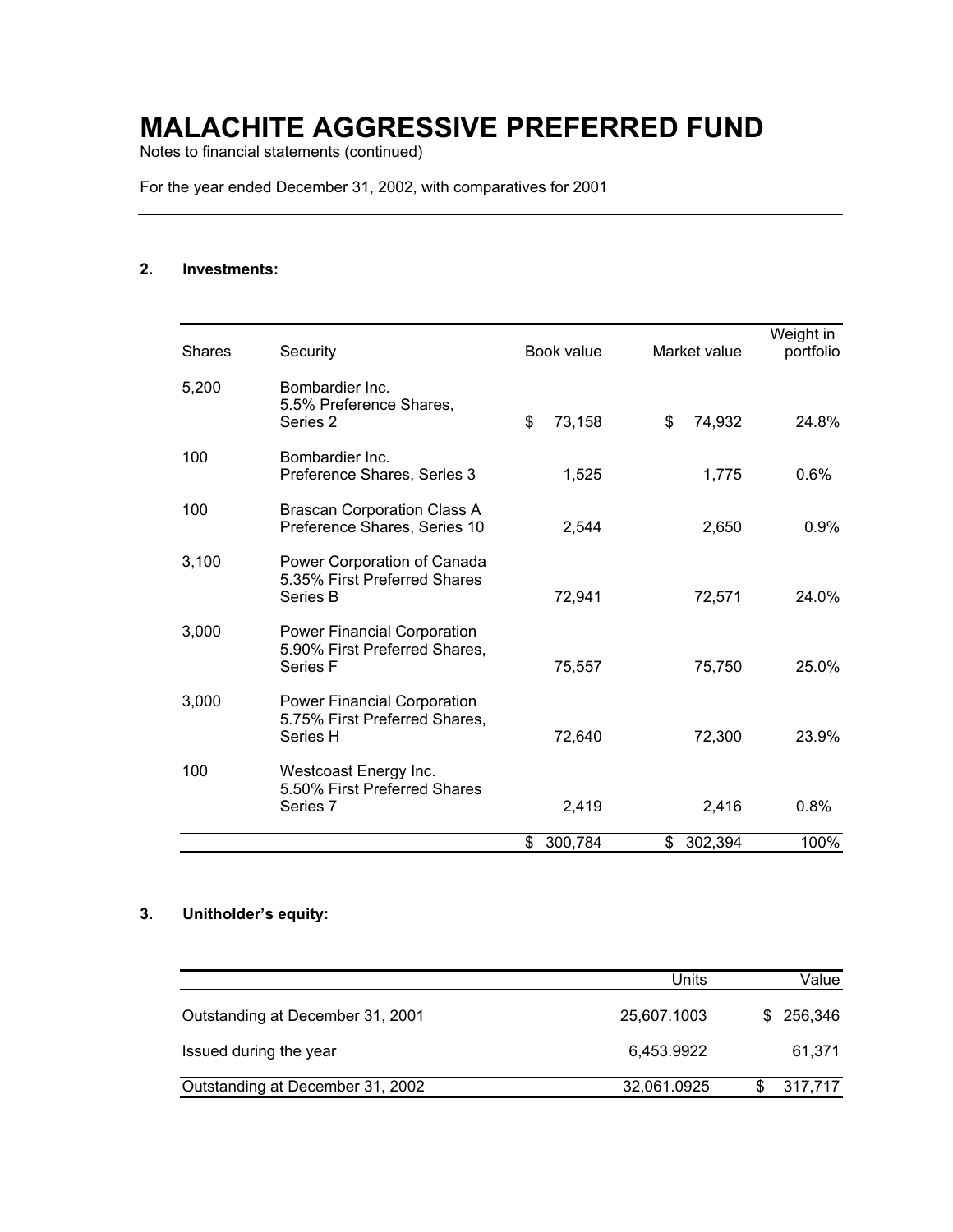# MALACHITE AGGRESSIVE PREFERRED FUND

Notes to financial statements (continued)

For the year ended December 31, 2002, with comparatives for 2001

**2. Investments:**

| Shares | Security | Book value | Market value | Weight in portfolio |
|---|---|---|---|---|
| 5,200 | Bombardier Inc. 5.5% Preference Shares, Series 2 | $ 73,158 | $ 74,932 | 24.8% |
| 100 | Bombardier Inc. Preference Shares, Series 3 | 1,525 | 1,775 | 0.6% |
| 100 | Brascan Corporation Class A Preference Shares, Series 10 | 2,544 | 2,650 | 0.9% |
| 3,100 | Power Corporation of Canada 5.35% First Preferred Shares Series B | 72,941 | 72,571 | 24.0% |
| 3,000 | Power Financial Corporation 5.90% First Preferred Shares, Series F | 75,557 | 75,750 | 25.0% |
| 3,000 | Power Financial Corporation 5.75% First Preferred Shares, Series H | 72,640 | 72,300 | 23.9% |
| 100 | Westcoast Energy Inc. 5.50% First Preferred Shares Series 7 | 2,419 | 2,416 | 0.8% |
| | | $ 300,784 | $ 302,394 | 100% |

**3. Unitholder's equity:**

| | Units | Value |
|---|---|---|
| Outstanding at December 31, 2001 | 25,607.1003 | $ 256,346 |
| Issued during the year | 6,453.9922 | 61,371 |
| Outstanding at December 31, 2002 | 32,061.0925 | $ 317,717 |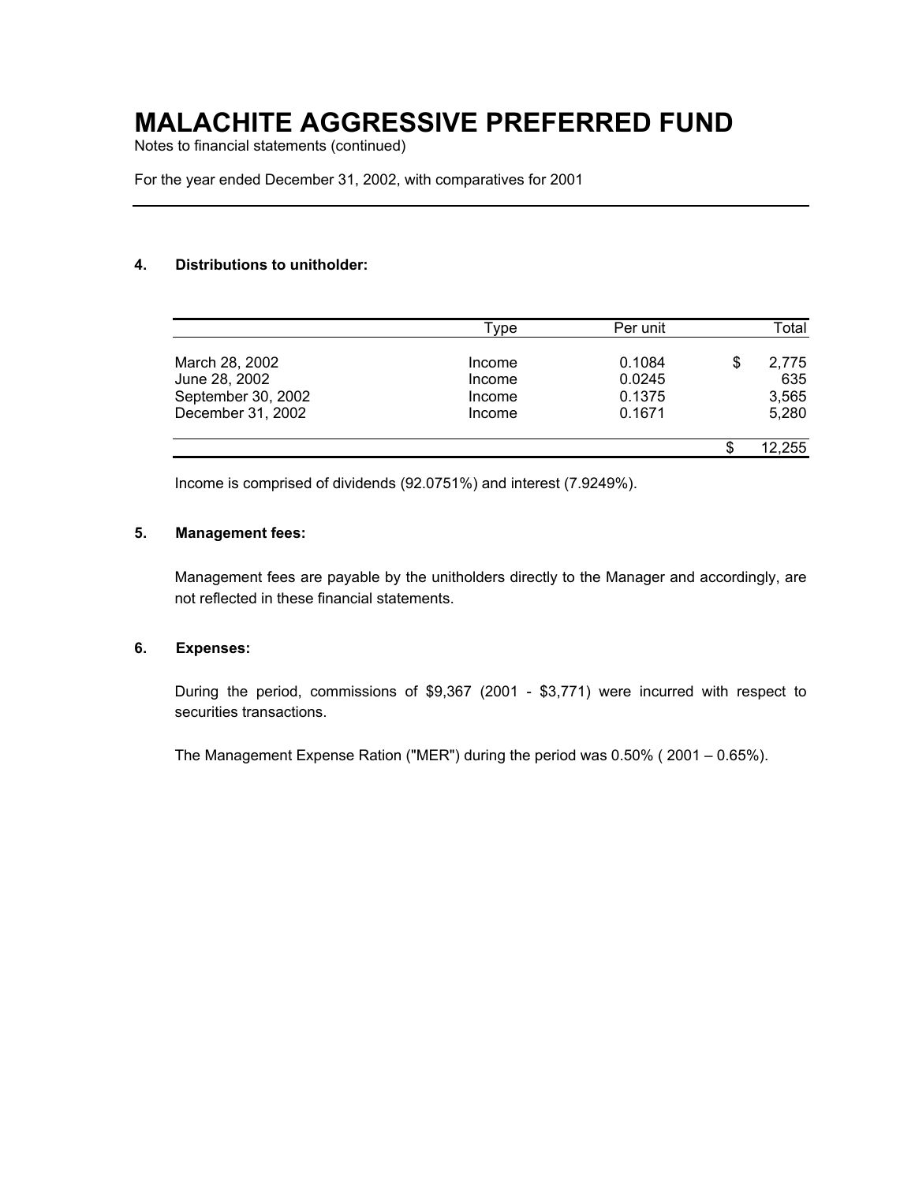# MALACHITE AGGRESSIVE PREFERRED FUND

Notes to financial statements (continued)

For the year ended December 31, 2002, with comparatives for 2001

---

**4. Distributions to unitholder:**

| | Type | Per unit | Total |
|---|---|---|---|
| March 28, 2002 | Income | 0.1084 | $ 2,775 |
| June 28, 2002 | Income | 0.0245 | 635 |
| September 30, 2002 | Income | 0.1375 | 3,565 |
| December 31, 2002 | Income | 0.1671 | 5,280 |
| | | | $ 12,255 |

Income is comprised of dividends (92.0751%) and interest (7.9249%).

**5. Management fees:**

Management fees are payable by the unitholders directly to the Manager and accordingly, are not reflected in these financial statements.

**6. Expenses:**

During the period, commissions of $9,367 (2001 - $3,771) were incurred with respect to securities transactions.

The Management Expense Ration ("MER") during the period was 0.50% ( 2001 – 0.65%).